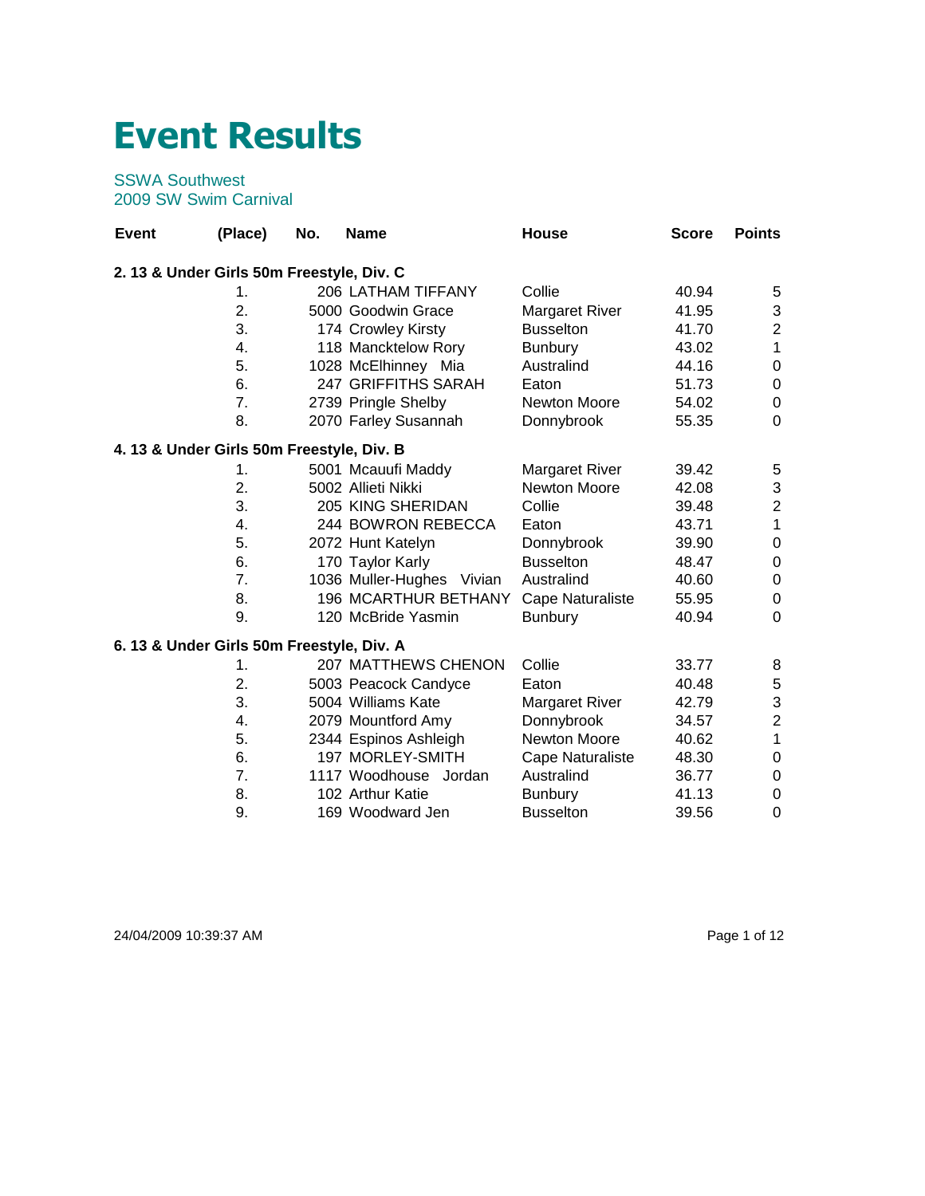# Event Results

SSWA Southwest
2009 SW Swim Carnival

| Event | (Place) | No. | Name | House | Score | Points |
|---|---|---|---|---|---|---|
| **2. 13 & Under Girls 50m Freestyle, Div. C** | | | | | | |
| | 1. | 206 | LATHAM TIFFANY | Collie | 40.94 | 5 |
| | 2. | 5000 | Goodwin Grace | Margaret River | 41.95 | 3 |
| | 3. | 174 | Crowley Kirsty | Busselton | 41.70 | 2 |
| | 4. | 118 | Mancktelow Rory | Bunbury | 43.02 | 1 |
| | 5. | 1028 | McElhinney Mia | Australind | 44.16 | 0 |
| | 6. | 247 | GRIFFITHS SARAH | Eaton | 51.73 | 0 |
| | 7. | 2739 | Pringle Shelby | Newton Moore | 54.02 | 0 |
| | 8. | 2070 | Farley Susannah | Donnybrook | 55.35 | 0 |
| **4. 13 & Under Girls 50m Freestyle, Div. B** | | | | | | |
| | 1. | 5001 | Mcauufi Maddy | Margaret River | 39.42 | 5 |
| | 2. | 5002 | Allieti Nikki | Newton Moore | 42.08 | 3 |
| | 3. | 205 | KING SHERIDAN | Collie | 39.48 | 2 |
| | 4. | 244 | BOWRON REBECCA | Eaton | 43.71 | 1 |
| | 5. | 2072 | Hunt Katelyn | Donnybrook | 39.90 | 0 |
| | 6. | 170 | Taylor Karly | Busselton | 48.47 | 0 |
| | 7. | 1036 | Muller-Hughes Vivian | Australind | 40.60 | 0 |
| | 8. | 196 | MCARTHUR BETHANY | Cape Naturaliste | 55.95 | 0 |
| | 9. | 120 | McBride Yasmin | Bunbury | 40.94 | 0 |
| **6. 13 & Under Girls 50m Freestyle, Div. A** | | | | | | |
| | 1. | 207 | MATTHEWS CHENON | Collie | 33.77 | 8 |
| | 2. | 5003 | Peacock Candyce | Eaton | 40.48 | 5 |
| | 3. | 5004 | Williams Kate | Margaret River | 42.79 | 3 |
| | 4. | 2079 | Mountford Amy | Donnybrook | 34.57 | 2 |
| | 5. | 2344 | Espinos Ashleigh | Newton Moore | 40.62 | 1 |
| | 6. | 197 | MORLEY-SMITH | Cape Naturaliste | 48.30 | 0 |
| | 7. | 1117 | Woodhouse Jordan | Australind | 36.77 | 0 |
| | 8. | 102 | Arthur Katie | Bunbury | 41.13 | 0 |
| | 9. | 169 | Woodward Jen | Busselton | 39.56 | 0 |

24/04/2009 10:39:37 AM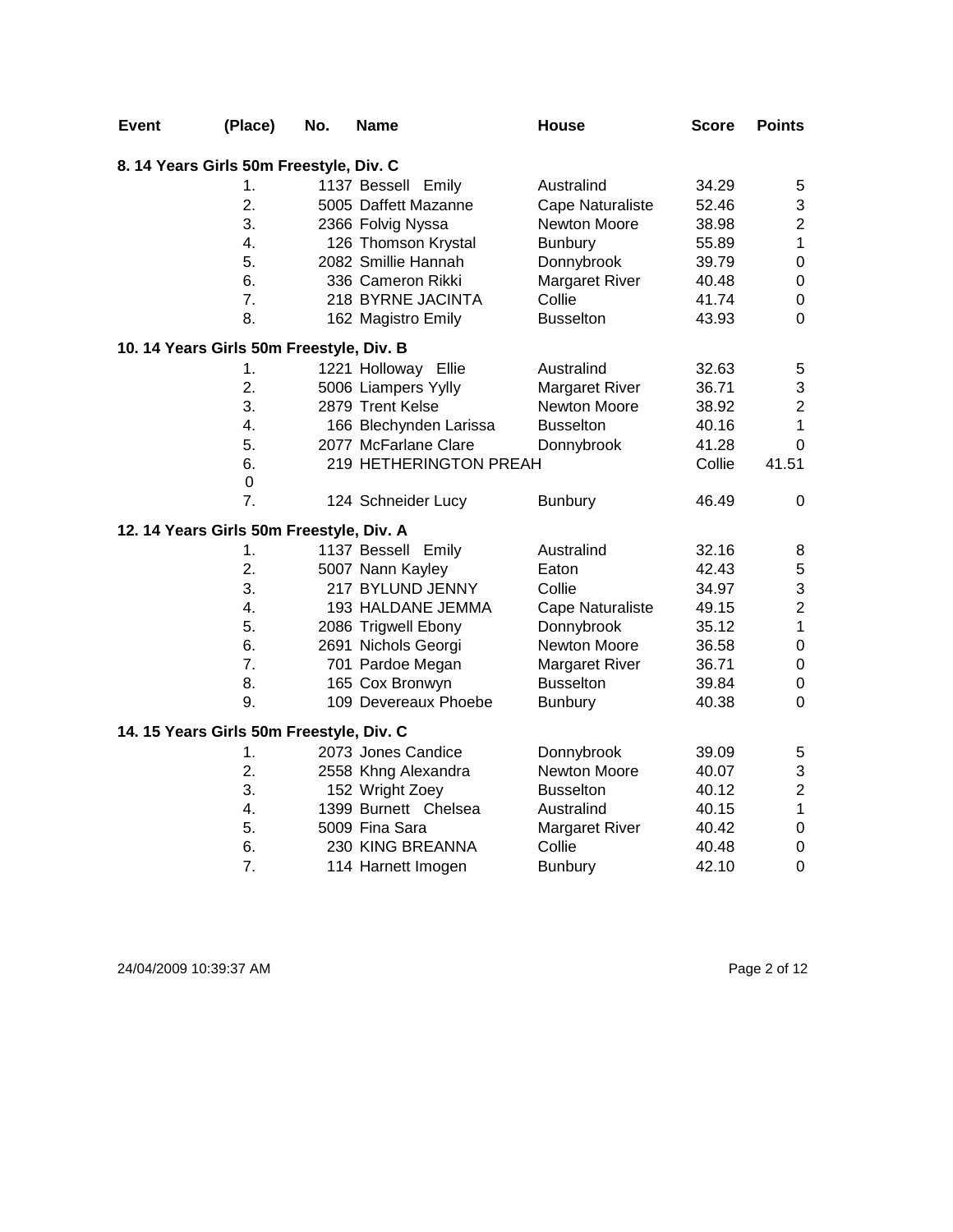| Event | (Place) | No. | Name | House | Score | Points |
|---|---|---|---|---|---|---|

**8. 14 Years Girls 50m Freestyle, Div. C**

| (Place) | No. | Name | House | Score | Points |
|---|---|---|---|---|---|
| 1. | 1137 | Bessell Emily | Australind | 34.29 | 5 |
| 2. | 5005 | Daffett Mazanne | Cape Naturaliste | 52.46 | 3 |
| 3. | 2366 | Folvig Nyssa | Newton Moore | 38.98 | 2 |
| 4. | 126 | Thomson Krystal | Bunbury | 55.89 | 1 |
| 5. | 2082 | Smillie Hannah | Donnybrook | 39.79 | 0 |
| 6. | 336 | Cameron Rikki | Margaret River | 40.48 | 0 |
| 7. | 218 | BYRNE JACINTA | Collie | 41.74 | 0 |
| 8. | 162 | Magistro Emily | Busselton | 43.93 | 0 |

**10. 14 Years Girls 50m Freestyle, Div. B**

| (Place) | No. | Name | House | Score | Points |
|---|---|---|---|---|---|
| 1. | 1221 | Holloway Ellie | Australind | 32.63 | 5 |
| 2. | 5006 | Liampers Yylly | Margaret River | 36.71 | 3 |
| 3. | 2879 | Trent Kelse | Newton Moore | 38.92 | 2 |
| 4. | 166 | Blechynden Larissa | Busselton | 40.16 | 1 |
| 5. | 2077 | McFarlane Clare | Donnybrook | 41.28 | 0 |
| 6. | 219 | HETHERINGTON PREAH | Collie | 41.51 | 0 |
| 7. | 124 | Schneider Lucy | Bunbury | 46.49 | 0 |

**12. 14 Years Girls 50m Freestyle, Div. A**

| (Place) | No. | Name | House | Score | Points |
|---|---|---|---|---|---|
| 1. | 1137 | Bessell Emily | Australind | 32.16 | 8 |
| 2. | 5007 | Nann Kayley | Eaton | 42.43 | 5 |
| 3. | 217 | BYLUND JENNY | Collie | 34.97 | 3 |
| 4. | 193 | HALDANE JEMMA | Cape Naturaliste | 49.15 | 2 |
| 5. | 2086 | Trigwell Ebony | Donnybrook | 35.12 | 1 |
| 6. | 2691 | Nichols Georgi | Newton Moore | 36.58 | 0 |
| 7. | 701 | Pardoe Megan | Margaret River | 36.71 | 0 |
| 8. | 165 | Cox Bronwyn | Busselton | 39.84 | 0 |
| 9. | 109 | Devereaux Phoebe | Bunbury | 40.38 | 0 |

**14. 15 Years Girls 50m Freestyle, Div. C**

| (Place) | No. | Name | House | Score | Points |
|---|---|---|---|---|---|
| 1. | 2073 | Jones Candice | Donnybrook | 39.09 | 5 |
| 2. | 2558 | Khng Alexandra | Newton Moore | 40.07 | 3 |
| 3. | 152 | Wright Zoey | Busselton | 40.12 | 2 |
| 4. | 1399 | Burnett Chelsea | Australind | 40.15 | 1 |
| 5. | 5009 | Fina Sara | Margaret River | 40.42 | 0 |
| 6. | 230 | KING BREANNA | Collie | 40.48 | 0 |
| 7. | 114 | Harnett Imogen | Bunbury | 42.10 | 0 |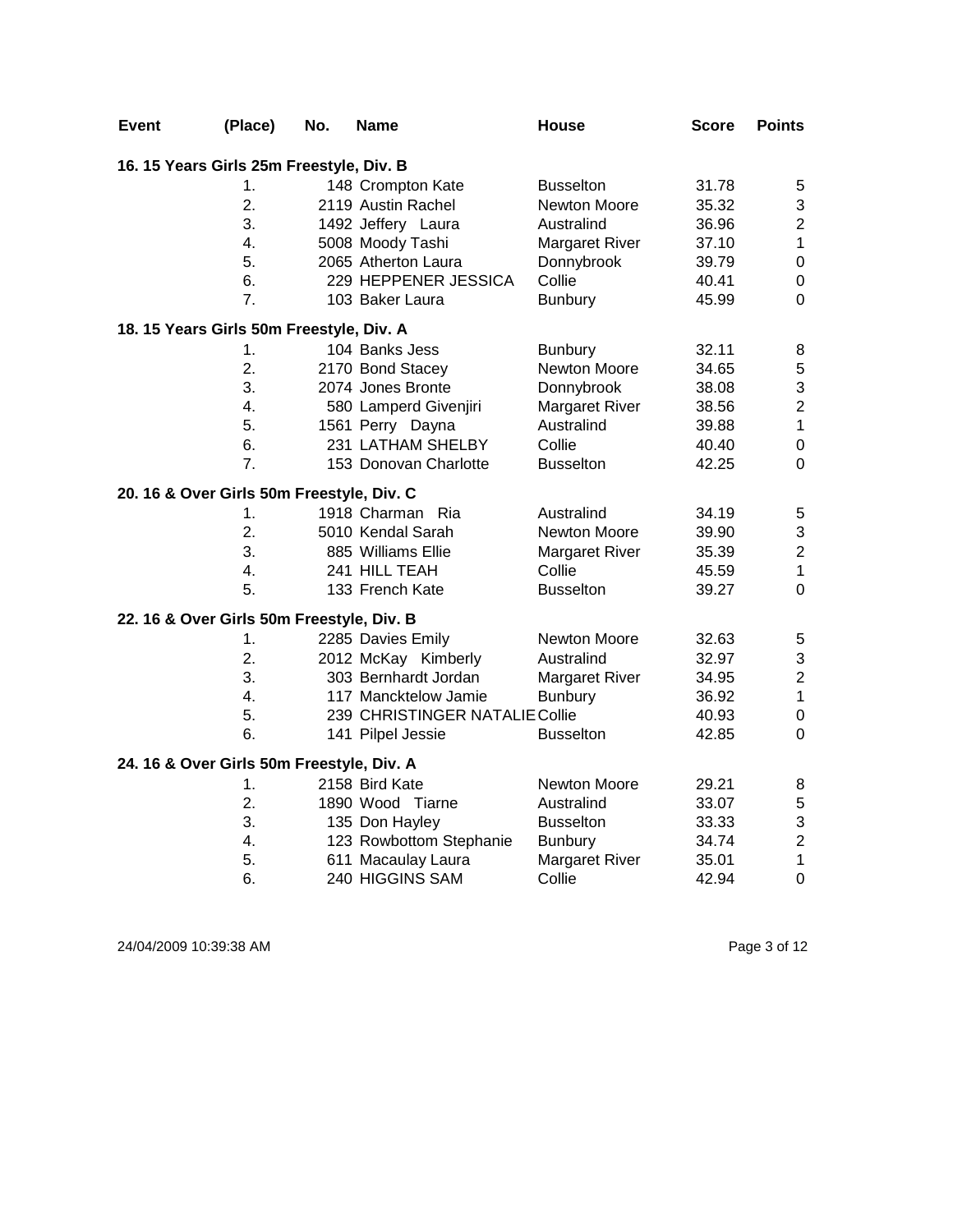| Event | (Place) | No. | Name | House | Score | Points |
|---|---|---|---|---|---|---|
| **16. 15 Years Girls 25m Freestyle, Div. B** | | | | | | |
| | 1. | 148 | Crompton Kate | Busselton | 31.78 | 5 |
| | 2. | 2119 | Austin Rachel | Newton Moore | 35.32 | 3 |
| | 3. | 1492 | Jeffery Laura | Australind | 36.96 | 2 |
| | 4. | 5008 | Moody Tashi | Margaret River | 37.10 | 1 |
| | 5. | 2065 | Atherton Laura | Donnybrook | 39.79 | 0 |
| | 6. | 229 | HEPPENER JESSICA | Collie | 40.41 | 0 |
| | 7. | 103 | Baker Laura | Bunbury | 45.99 | 0 |
| **18. 15 Years Girls 50m Freestyle, Div. A** | | | | | | |
| | 1. | 104 | Banks Jess | Bunbury | 32.11 | 8 |
| | 2. | 2170 | Bond Stacey | Newton Moore | 34.65 | 5 |
| | 3. | 2074 | Jones Bronte | Donnybrook | 38.08 | 3 |
| | 4. | 580 | Lamperd Givenjiri | Margaret River | 38.56 | 2 |
| | 5. | 1561 | Perry Dayna | Australind | 39.88 | 1 |
| | 6. | 231 | LATHAM SHELBY | Collie | 40.40 | 0 |
| | 7. | 153 | Donovan Charlotte | Busselton | 42.25 | 0 |
| **20. 16 & Over Girls 50m Freestyle, Div. C** | | | | | | |
| | 1. | 1918 | Charman Ria | Australind | 34.19 | 5 |
| | 2. | 5010 | Kendal Sarah | Newton Moore | 39.90 | 3 |
| | 3. | 885 | Williams Ellie | Margaret River | 35.39 | 2 |
| | 4. | 241 | HILL TEAH | Collie | 45.59 | 1 |
| | 5. | 133 | French Kate | Busselton | 39.27 | 0 |
| **22. 16 & Over Girls 50m Freestyle, Div. B** | | | | | | |
| | 1. | 2285 | Davies Emily | Newton Moore | 32.63 | 5 |
| | 2. | 2012 | McKay Kimberly | Australind | 32.97 | 3 |
| | 3. | 303 | Bernhardt Jordan | Margaret River | 34.95 | 2 |
| | 4. | 117 | Mancktelow Jamie | Bunbury | 36.92 | 1 |
| | 5. | 239 | CHRISTINGER NATALIE | Collie | 40.93 | 0 |
| | 6. | 141 | Pilpel Jessie | Busselton | 42.85 | 0 |
| **24. 16 & Over Girls 50m Freestyle, Div. A** | | | | | | |
| | 1. | 2158 | Bird Kate | Newton Moore | 29.21 | 8 |
| | 2. | 1890 | Wood Tiarne | Australind | 33.07 | 5 |
| | 3. | 135 | Don Hayley | Busselton | 33.33 | 3 |
| | 4. | 123 | Rowbottom Stephanie | Bunbury | 34.74 | 2 |
| | 5. | 611 | Macaulay Laura | Margaret River | 35.01 | 1 |
| | 6. | 240 | HIGGINS SAM | Collie | 42.94 | 0 |

24/04/2009 10:39:38 AM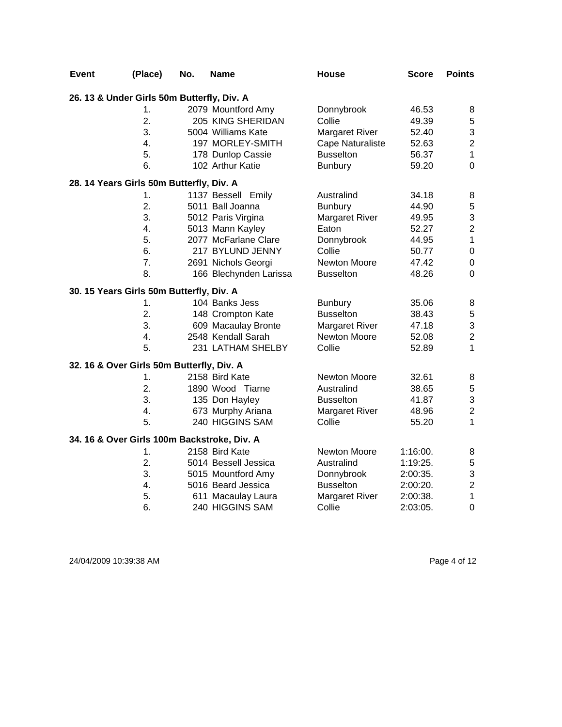| Event | (Place) | No. | Name | House | Score | Points |
|---|---|---|---|---|---|---|
| **26. 13 & Under Girls 50m Butterfly, Div. A** | | | | | | |
| | 1. | 2079 | Mountford Amy | Donnybrook | 46.53 | 8 |
| | 2. | 205 | KING SHERIDAN | Collie | 49.39 | 5 |
| | 3. | 5004 | Williams Kate | Margaret River | 52.40 | 3 |
| | 4. | 197 | MORLEY-SMITH | Cape Naturaliste | 52.63 | 2 |
| | 5. | 178 | Dunlop Cassie | Busselton | 56.37 | 1 |
| | 6. | 102 | Arthur Katie | Bunbury | 59.20 | 0 |
| **28. 14 Years Girls 50m Butterfly, Div. A** | | | | | | |
| | 1. | 1137 | Bessell Emily | Australind | 34.18 | 8 |
| | 2. | 5011 | Ball Joanna | Bunbury | 44.90 | 5 |
| | 3. | 5012 | Paris Virgina | Margaret River | 49.95 | 3 |
| | 4. | 5013 | Mann Kayley | Eaton | 52.27 | 2 |
| | 5. | 2077 | McFarlane Clare | Donnybrook | 44.95 | 1 |
| | 6. | 217 | BYLUND JENNY | Collie | 50.77 | 0 |
| | 7. | 2691 | Nichols Georgi | Newton Moore | 47.42 | 0 |
| | 8. | 166 | Blechynden Larissa | Busselton | 48.26 | 0 |
| **30. 15 Years Girls 50m Butterfly, Div. A** | | | | | | |
| | 1. | 104 | Banks Jess | Bunbury | 35.06 | 8 |
| | 2. | 148 | Crompton Kate | Busselton | 38.43 | 5 |
| | 3. | 609 | Macaulay Bronte | Margaret River | 47.18 | 3 |
| | 4. | 2548 | Kendall Sarah | Newton Moore | 52.08 | 2 |
| | 5. | 231 | LATHAM SHELBY | Collie | 52.89 | 1 |
| **32. 16 & Over Girls 50m Butterfly, Div. A** | | | | | | |
| | 1. | 2158 | Bird Kate | Newton Moore | 32.61 | 8 |
| | 2. | 1890 | Wood Tiarne | Australind | 38.65 | 5 |
| | 3. | 135 | Don Hayley | Busselton | 41.87 | 3 |
| | 4. | 673 | Murphy Ariana | Margaret River | 48.96 | 2 |
| | 5. | 240 | HIGGINS SAM | Collie | 55.20 | 1 |
| **34. 16 & Over Girls 100m Backstroke, Div. A** | | | | | | |
| | 1. | 2158 | Bird Kate | Newton Moore | 1:16:00. | 8 |
| | 2. | 5014 | Bessell Jessica | Australind | 1:19:25. | 5 |
| | 3. | 5015 | Mountford Amy | Donnybrook | 2:00:35. | 3 |
| | 4. | 5016 | Beard Jessica | Busselton | 2:00:20. | 2 |
| | 5. | 611 | Macaulay Laura | Margaret River | 2:00:38. | 1 |
| | 6. | 240 | HIGGINS SAM | Collie | 2:03:05. | 0 |

24/04/2009 10:39:38 AM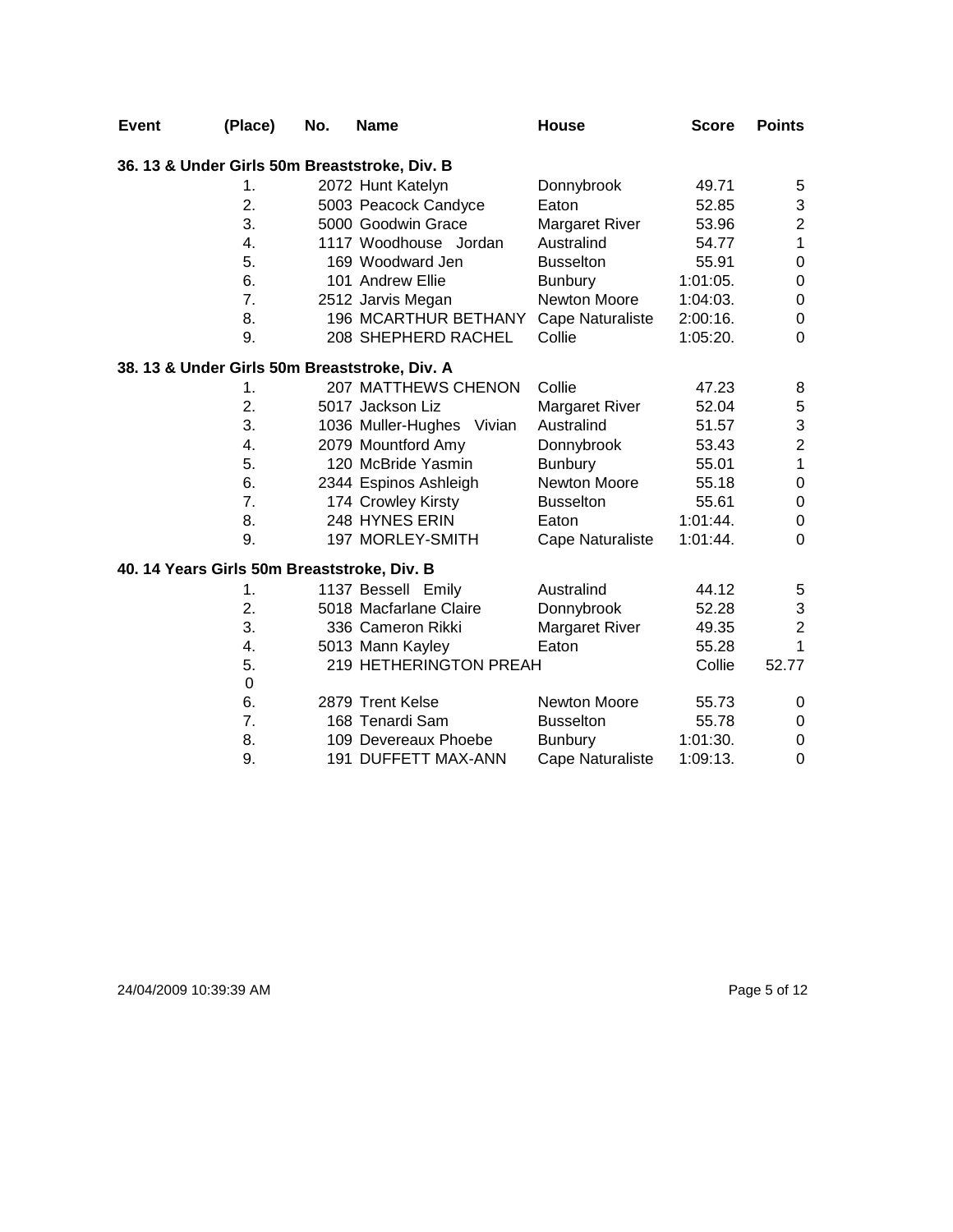| Event | (Place) | No. | Name | House | Score | Points |
|---|---|---|---|---|---|---|
| **36. 13 & Under Girls 50m Breaststroke, Div. B** | | | | | | |
| | 1. | 2072 | Hunt Katelyn | Donnybrook | 49.71 | 5 |
| | 2. | 5003 | Peacock Candyce | Eaton | 52.85 | 3 |
| | 3. | 5000 | Goodwin Grace | Margaret River | 53.96 | 2 |
| | 4. | 1117 | Woodhouse Jordan | Australind | 54.77 | 1 |
| | 5. | 169 | Woodward Jen | Busselton | 55.91 | 0 |
| | 6. | 101 | Andrew Ellie | Bunbury | 1:01:05. | 0 |
| | 7. | 2512 | Jarvis Megan | Newton Moore | 1:04:03. | 0 |
| | 8. | 196 | MCARTHUR BETHANY | Cape Naturaliste | 2:00:16. | 0 |
| | 9. | 208 | SHEPHERD RACHEL | Collie | 1:05:20. | 0 |
| **38. 13 & Under Girls 50m Breaststroke, Div. A** | | | | | | |
| | 1. | 207 | MATTHEWS CHENON | Collie | 47.23 | 8 |
| | 2. | 5017 | Jackson Liz | Margaret River | 52.04 | 5 |
| | 3. | 1036 | Muller-Hughes Vivian | Australind | 51.57 | 3 |
| | 4. | 2079 | Mountford Amy | Donnybrook | 53.43 | 2 |
| | 5. | 120 | McBride Yasmin | Bunbury | 55.01 | 1 |
| | 6. | 2344 | Espinos Ashleigh | Newton Moore | 55.18 | 0 |
| | 7. | 174 | Crowley Kirsty | Busselton | 55.61 | 0 |
| | 8. | 248 | HYNES ERIN | Eaton | 1:01:44. | 0 |
| | 9. | 197 | MORLEY-SMITH | Cape Naturaliste | 1:01:44. | 0 |
| **40. 14 Years Girls 50m Breaststroke, Div. B** | | | | | | |
| | 1. | 1137 | Bessell Emily | Australind | 44.12 | 5 |
| | 2. | 5018 | Macfarlane Claire | Donnybrook | 52.28 | 3 |
| | 3. | 336 | Cameron Rikki | Margaret River | 49.35 | 2 |
| | 4. | 5013 | Mann Kayley | Eaton | 55.28 | 1 |
| | 5. 0 | 219 | HETHERINGTON PREAH | | Collie | 52.77 |
| | 6. | 2879 | Trent Kelse | Newton Moore | 55.73 | 0 |
| | 7. | 168 | Tenardi Sam | Busselton | 55.78 | 0 |
| | 8. | 109 | Devereaux Phoebe | Bunbury | 1:01:30. | 0 |
| | 9. | 191 | DUFFETT MAX-ANN | Cape Naturaliste | 1:09:13. | 0 |

24/04/2009 10:39:39 AM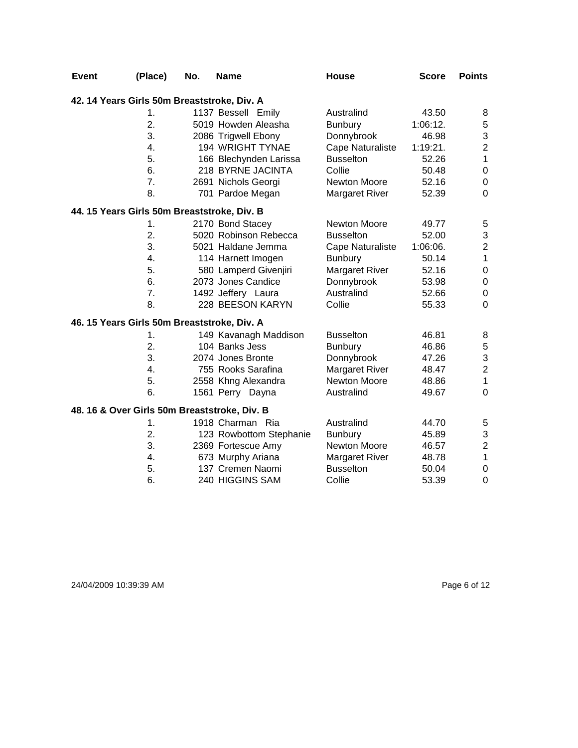| Event | (Place) | No. | Name | House | Score | Points |
|---|---|---|---|---|---|---|
| **42. 14 Years Girls 50m Breaststroke, Div. A** | | | | | | |
| | 1. | 1137 | Bessell Emily | Australind | 43.50 | 8 |
| | 2. | 5019 | Howden Aleasha | Bunbury | 1:06:12. | 5 |
| | 3. | 2086 | Trigwell Ebony | Donnybrook | 46.98 | 3 |
| | 4. | 194 | WRIGHT TYNAE | Cape Naturaliste | 1:19:21. | 2 |
| | 5. | 166 | Blechynden Larissa | Busselton | 52.26 | 1 |
| | 6. | 218 | BYRNE JACINTA | Collie | 50.48 | 0 |
| | 7. | 2691 | Nichols Georgi | Newton Moore | 52.16 | 0 |
| | 8. | 701 | Pardoe Megan | Margaret River | 52.39 | 0 |
| **44. 15 Years Girls 50m Breaststroke, Div. B** | | | | | | |
| | 1. | 2170 | Bond Stacey | Newton Moore | 49.77 | 5 |
| | 2. | 5020 | Robinson Rebecca | Busselton | 52.00 | 3 |
| | 3. | 5021 | Haldane Jemma | Cape Naturaliste | 1:06:06. | 2 |
| | 4. | 114 | Harnett Imogen | Bunbury | 50.14 | 1 |
| | 5. | 580 | Lamperd Givenjiri | Margaret River | 52.16 | 0 |
| | 6. | 2073 | Jones Candice | Donnybrook | 53.98 | 0 |
| | 7. | 1492 | Jeffery Laura | Australind | 52.66 | 0 |
| | 8. | 228 | BEESON KARYN | Collie | 55.33 | 0 |
| **46. 15 Years Girls 50m Breaststroke, Div. A** | | | | | | |
| | 1. | 149 | Kavanagh Maddison | Busselton | 46.81 | 8 |
| | 2. | 104 | Banks Jess | Bunbury | 46.86 | 5 |
| | 3. | 2074 | Jones Bronte | Donnybrook | 47.26 | 3 |
| | 4. | 755 | Rooks Sarafina | Margaret River | 48.47 | 2 |
| | 5. | 2558 | Khng Alexandra | Newton Moore | 48.86 | 1 |
| | 6. | 1561 | Perry Dayna | Australind | 49.67 | 0 |
| **48. 16 & Over Girls 50m Breaststroke, Div. B** | | | | | | |
| | 1. | 1918 | Charman Ria | Australind | 44.70 | 5 |
| | 2. | 123 | Rowbottom Stephanie | Bunbury | 45.89 | 3 |
| | 3. | 2369 | Fortescue Amy | Newton Moore | 46.57 | 2 |
| | 4. | 673 | Murphy Ariana | Margaret River | 48.78 | 1 |
| | 5. | 137 | Cremen Naomi | Busselton | 50.04 | 0 |
| | 6. | 240 | HIGGINS SAM | Collie | 53.39 | 0 |

24/04/2009 10:39:39 AM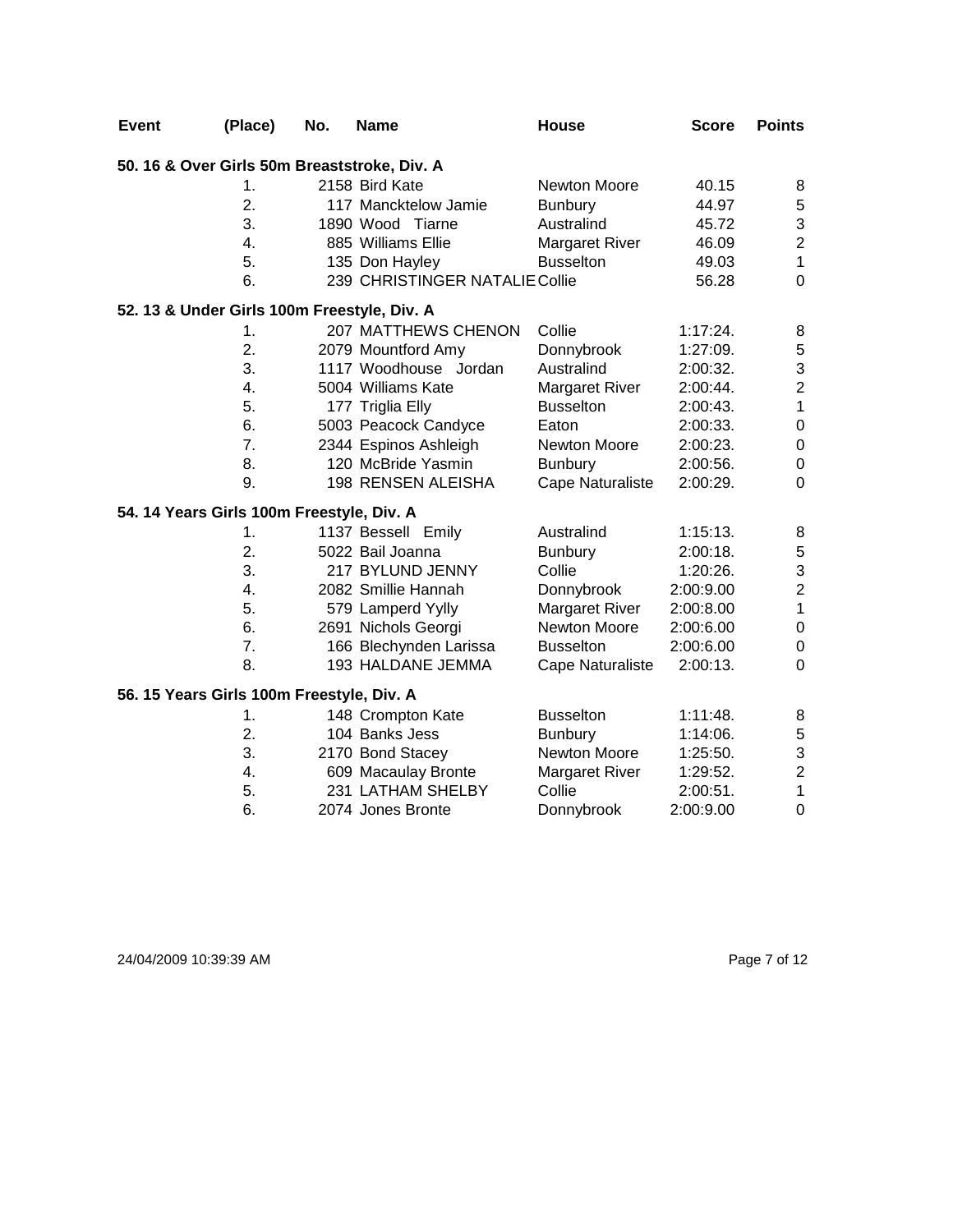| Event | (Place) | No. | Name | House | Score | Points |
|---|---|---|---|---|---|---|
| **50. 16 & Over Girls 50m Breaststroke, Div. A** | | | | | | |
| | 1. | 2158 | Bird Kate | Newton Moore | 40.15 | 8 |
| | 2. | 117 | Mancktelow Jamie | Bunbury | 44.97 | 5 |
| | 3. | 1890 | Wood Tiarne | Australind | 45.72 | 3 |
| | 4. | 885 | Williams Ellie | Margaret River | 46.09 | 2 |
| | 5. | 135 | Don Hayley | Busselton | 49.03 | 1 |
| | 6. | 239 | CHRISTINGER NATALIE | Collie | 56.28 | 0 |
| **52. 13 & Under Girls 100m Freestyle, Div. A** | | | | | | |
| | 1. | 207 | MATTHEWS CHENON | Collie | 1:17:24. | 8 |
| | 2. | 2079 | Mountford Amy | Donnybrook | 1:27:09. | 5 |
| | 3. | 1117 | Woodhouse Jordan | Australind | 2:00:32. | 3 |
| | 4. | 5004 | Williams Kate | Margaret River | 2:00:44. | 2 |
| | 5. | 177 | Triglia Elly | Busselton | 2:00:43. | 1 |
| | 6. | 5003 | Peacock Candyce | Eaton | 2:00:33. | 0 |
| | 7. | 2344 | Espinos Ashleigh | Newton Moore | 2:00:23. | 0 |
| | 8. | 120 | McBride Yasmin | Bunbury | 2:00:56. | 0 |
| | 9. | 198 | RENSEN ALEISHA | Cape Naturaliste | 2:00:29. | 0 |
| **54. 14 Years Girls 100m Freestyle, Div. A** | | | | | | |
| | 1. | 1137 | Bessell Emily | Australind | 1:15:13. | 8 |
| | 2. | 5022 | Bail Joanna | Bunbury | 2:00:18. | 5 |
| | 3. | 217 | BYLUND JENNY | Collie | 1:20:26. | 3 |
| | 4. | 2082 | Smillie Hannah | Donnybrook | 2:00:9.00 | 2 |
| | 5. | 579 | Lamperd Yylly | Margaret River | 2:00:8.00 | 1 |
| | 6. | 2691 | Nichols Georgi | Newton Moore | 2:00:6.00 | 0 |
| | 7. | 166 | Blechynden Larissa | Busselton | 2:00:6.00 | 0 |
| | 8. | 193 | HALDANE JEMMA | Cape Naturaliste | 2:00:13. | 0 |
| **56. 15 Years Girls 100m Freestyle, Div. A** | | | | | | |
| | 1. | 148 | Crompton Kate | Busselton | 1:11:48. | 8 |
| | 2. | 104 | Banks Jess | Bunbury | 1:14:06. | 5 |
| | 3. | 2170 | Bond Stacey | Newton Moore | 1:25:50. | 3 |
| | 4. | 609 | Macaulay Bronte | Margaret River | 1:29:52. | 2 |
| | 5. | 231 | LATHAM SHELBY | Collie | 2:00:51. | 1 |
| | 6. | 2074 | Jones Bronte | Donnybrook | 2:00:9.00 | 0 |

24/04/2009 10:39:39 AM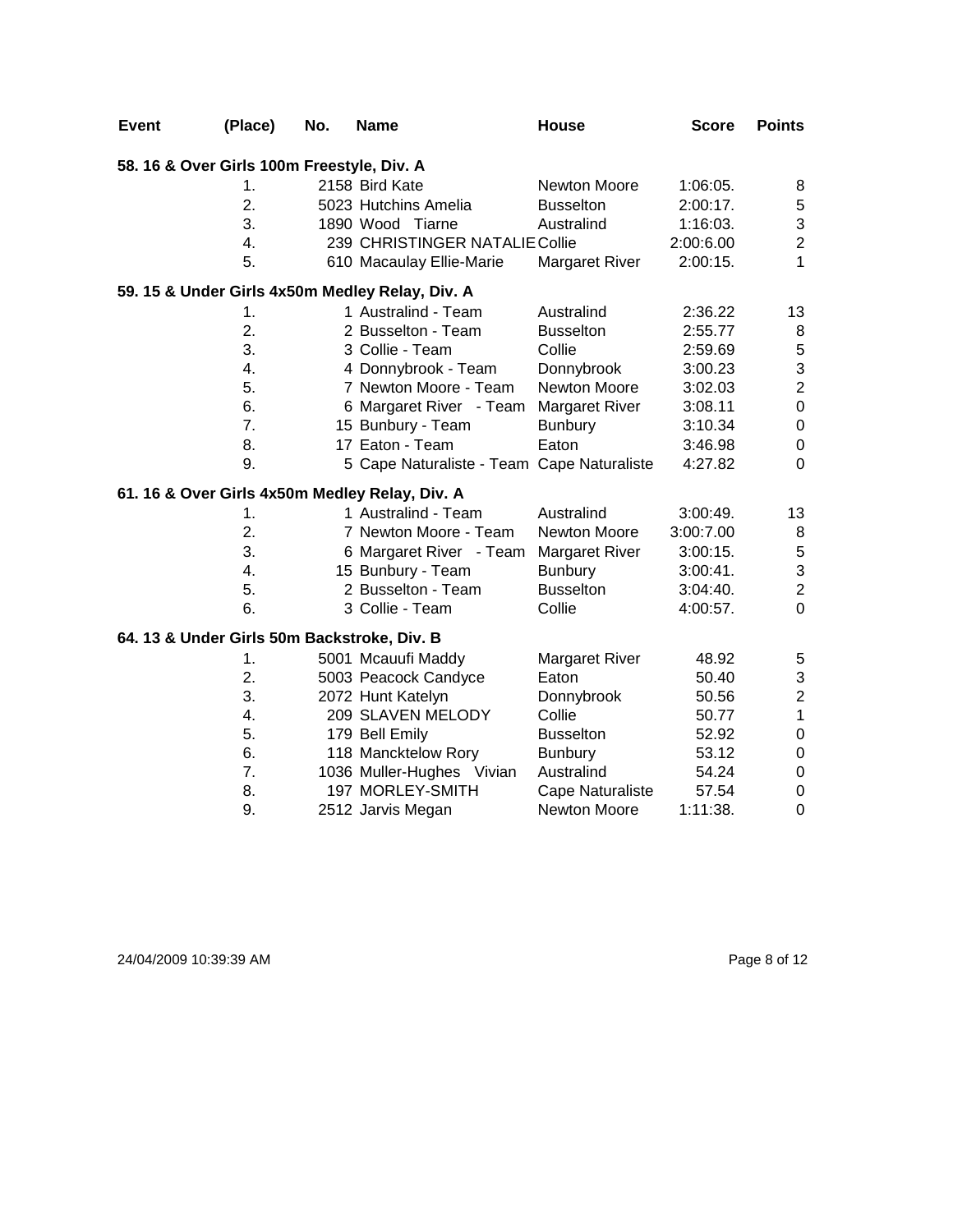| Event | (Place) | No. | Name | House | Score | Points |
|---|---|---|---|---|---|---|
| **58. 16 & Over Girls 100m Freestyle, Div. A** | | | | | | |
| | 1. | 2158 | Bird Kate | Newton Moore | 1:06:05. | 8 |
| | 2. | 5023 | Hutchins Amelia | Busselton | 2:00:17. | 5 |
| | 3. | 1890 | Wood Tiarne | Australind | 1:16:03. | 3 |
| | 4. | 239 | CHRISTINGER NATALIE | Collie | 2:00:6.00 | 2 |
| | 5. | 610 | Macaulay Ellie-Marie | Margaret River | 2:00:15. | 1 |
| **59. 15 & Under Girls 4x50m Medley Relay, Div. A** | | | | | | |
| | 1. | 1 | Australind - Team | Australind | 2:36.22 | 13 |
| | 2. | 2 | Busselton - Team | Busselton | 2:55.77 | 8 |
| | 3. | 3 | Collie - Team | Collie | 2:59.69 | 5 |
| | 4. | 4 | Donnybrook - Team | Donnybrook | 3:00.23 | 3 |
| | 5. | 7 | Newton Moore - Team | Newton Moore | 3:02.03 | 2 |
| | 6. | 6 | Margaret River - Team | Margaret River | 3:08.11 | 0 |
| | 7. | 15 | Bunbury - Team | Bunbury | 3:10.34 | 0 |
| | 8. | 17 | Eaton - Team | Eaton | 3:46.98 | 0 |
| | 9. | 5 | Cape Naturaliste - Team | Cape Naturaliste | 4:27.82 | 0 |
| **61. 16 & Over Girls 4x50m Medley Relay, Div. A** | | | | | | |
| | 1. | 1 | Australind - Team | Australind | 3:00:49. | 13 |
| | 2. | 7 | Newton Moore - Team | Newton Moore | 3:00:7.00 | 8 |
| | 3. | 6 | Margaret River - Team | Margaret River | 3:00:15. | 5 |
| | 4. | 15 | Bunbury - Team | Bunbury | 3:00:41. | 3 |
| | 5. | 2 | Busselton - Team | Busselton | 3:04:40. | 2 |
| | 6. | 3 | Collie - Team | Collie | 4:00:57. | 0 |
| **64. 13 & Under Girls 50m Backstroke, Div. B** | | | | | | |
| | 1. | 5001 | Mcauufi Maddy | Margaret River | 48.92 | 5 |
| | 2. | 5003 | Peacock Candyce | Eaton | 50.40 | 3 |
| | 3. | 2072 | Hunt Katelyn | Donnybrook | 50.56 | 2 |
| | 4. | 209 | SLAVEN MELODY | Collie | 50.77 | 1 |
| | 5. | 179 | Bell Emily | Busselton | 52.92 | 0 |
| | 6. | 118 | Mancktelow Rory | Bunbury | 53.12 | 0 |
| | 7. | 1036 | Muller-Hughes Vivian | Australind | 54.24 | 0 |
| | 8. | 197 | MORLEY-SMITH | Cape Naturaliste | 57.54 | 0 |
| | 9. | 2512 | Jarvis Megan | Newton Moore | 1:11:38. | 0 |

24/04/2009 10:39:39 AM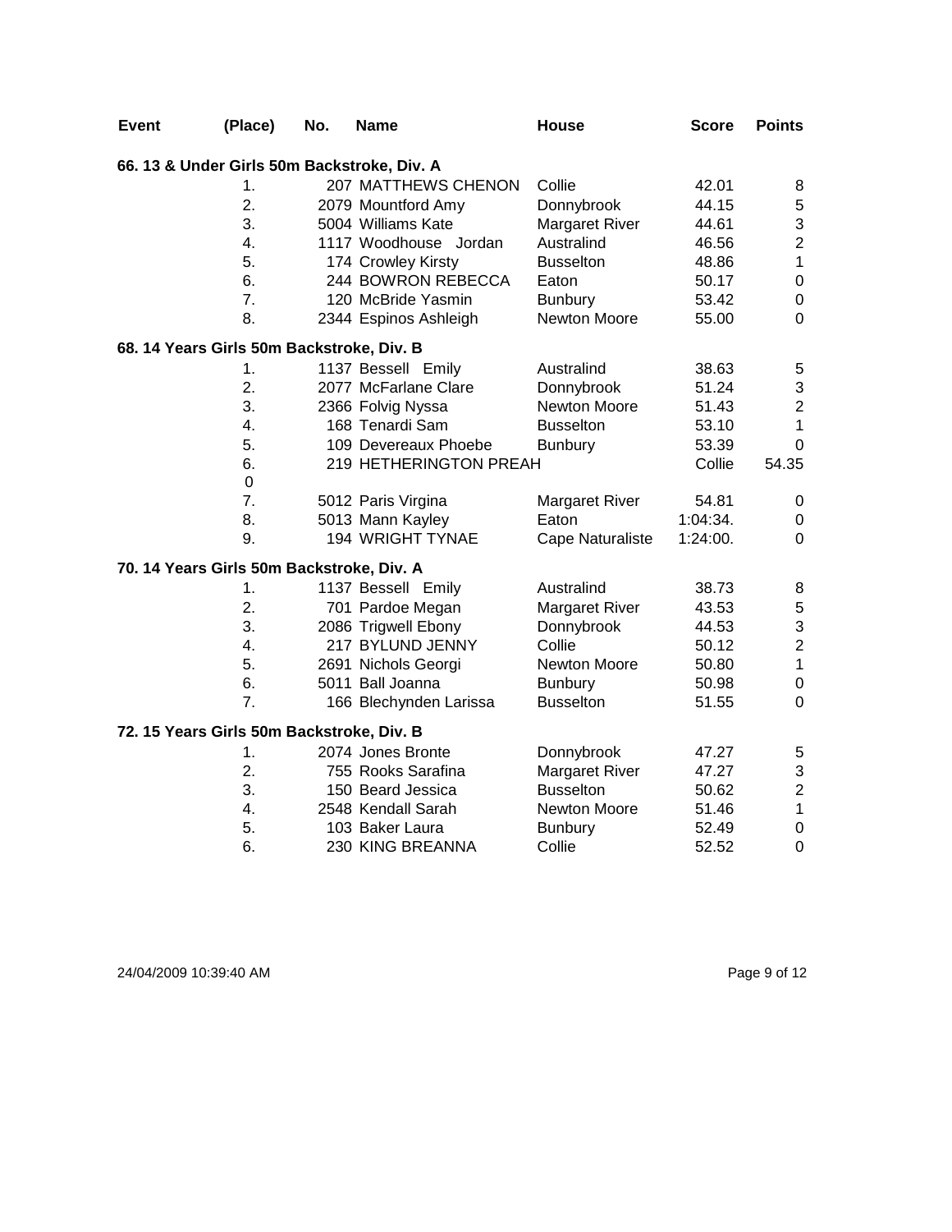| Event | (Place) | No. | Name | House | Score | Points |
|---|---|---|---|---|---|---|
| **66. 13 & Under Girls 50m Backstroke, Div. A** | | | | | | |
| | 1. | 207 | MATTHEWS CHENON | Collie | 42.01 | 8 |
| | 2. | 2079 | Mountford Amy | Donnybrook | 44.15 | 5 |
| | 3. | 5004 | Williams Kate | Margaret River | 44.61 | 3 |
| | 4. | 1117 | Woodhouse Jordan | Australind | 46.56 | 2 |
| | 5. | 174 | Crowley Kirsty | Busselton | 48.86 | 1 |
| | 6. | 244 | BOWRON REBECCA | Eaton | 50.17 | 0 |
| | 7. | 120 | McBride Yasmin | Bunbury | 53.42 | 0 |
| | 8. | 2344 | Espinos Ashleigh | Newton Moore | 55.00 | 0 |
| **68. 14 Years Girls 50m Backstroke, Div. B** | | | | | | |
| | 1. | 1137 | Bessell Emily | Australind | 38.63 | 5 |
| | 2. | 2077 | McFarlane Clare | Donnybrook | 51.24 | 3 |
| | 3. | 2366 | Folvig Nyssa | Newton Moore | 51.43 | 2 |
| | 4. | 168 | Tenardi Sam | Busselton | 53.10 | 1 |
| | 5. | 109 | Devereaux Phoebe | Bunbury | 53.39 | 0 |
| | 6. | 219 | HETHERINGTON PREAH | Collie | 54.35 | 0 |
| | 7. | 5012 | Paris Virgina | Margaret River | 54.81 | 0 |
| | 8. | 5013 | Mann Kayley | Eaton | 1:04:34. | 0 |
| | 9. | 194 | WRIGHT TYNAE | Cape Naturaliste | 1:24:00. | 0 |
| **70. 14 Years Girls 50m Backstroke, Div. A** | | | | | | |
| | 1. | 1137 | Bessell Emily | Australind | 38.73 | 8 |
| | 2. | 701 | Pardoe Megan | Margaret River | 43.53 | 5 |
| | 3. | 2086 | Trigwell Ebony | Donnybrook | 44.53 | 3 |
| | 4. | 217 | BYLUND JENNY | Collie | 50.12 | 2 |
| | 5. | 2691 | Nichols Georgi | Newton Moore | 50.80 | 1 |
| | 6. | 5011 | Ball Joanna | Bunbury | 50.98 | 0 |
| | 7. | 166 | Blechynden Larissa | Busselton | 51.55 | 0 |
| **72. 15 Years Girls 50m Backstroke, Div. B** | | | | | | |
| | 1. | 2074 | Jones Bronte | Donnybrook | 47.27 | 5 |
| | 2. | 755 | Rooks Sarafina | Margaret River | 47.27 | 3 |
| | 3. | 150 | Beard Jessica | Busselton | 50.62 | 2 |
| | 4. | 2548 | Kendall Sarah | Newton Moore | 51.46 | 1 |
| | 5. | 103 | Baker Laura | Bunbury | 52.49 | 0 |
| | 6. | 230 | KING BREANNA | Collie | 52.52 | 0 |

24/04/2009 10:39:40 AM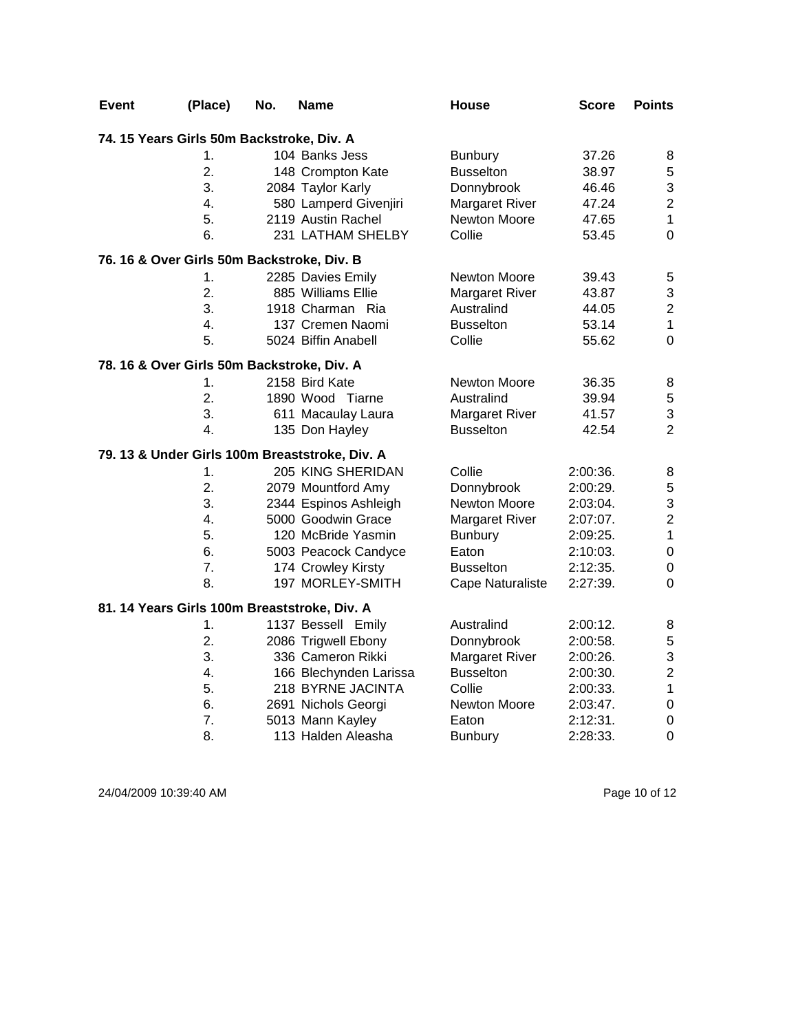| Event | (Place) | No. | Name | House | Score | Points |
|---|---|---|---|---|---|---|
| **74. 15 Years Girls 50m Backstroke, Div. A** | | | | | | |
| | 1. | 104 | Banks Jess | Bunbury | 37.26 | 8 |
| | 2. | 148 | Crompton Kate | Busselton | 38.97 | 5 |
| | 3. | 2084 | Taylor Karly | Donnybrook | 46.46 | 3 |
| | 4. | 580 | Lamperd Givenjiri | Margaret River | 47.24 | 2 |
| | 5. | 2119 | Austin Rachel | Newton Moore | 47.65 | 1 |
| | 6. | 231 | LATHAM SHELBY | Collie | 53.45 | 0 |
| **76. 16 & Over Girls 50m Backstroke, Div. B** | | | | | | |
| | 1. | 2285 | Davies Emily | Newton Moore | 39.43 | 5 |
| | 2. | 885 | Williams Ellie | Margaret River | 43.87 | 3 |
| | 3. | 1918 | Charman Ria | Australind | 44.05 | 2 |
| | 4. | 137 | Cremen Naomi | Busselton | 53.14 | 1 |
| | 5. | 5024 | Biffin Anabell | Collie | 55.62 | 0 |
| **78. 16 & Over Girls 50m Backstroke, Div. A** | | | | | | |
| | 1. | 2158 | Bird Kate | Newton Moore | 36.35 | 8 |
| | 2. | 1890 | Wood Tiarne | Australind | 39.94 | 5 |
| | 3. | 611 | Macaulay Laura | Margaret River | 41.57 | 3 |
| | 4. | 135 | Don Hayley | Busselton | 42.54 | 2 |
| **79. 13 & Under Girls 100m Breaststroke, Div. A** | | | | | | |
| | 1. | 205 | KING SHERIDAN | Collie | 2:00:36. | 8 |
| | 2. | 2079 | Mountford Amy | Donnybrook | 2:00:29. | 5 |
| | 3. | 2344 | Espinos Ashleigh | Newton Moore | 2:03:04. | 3 |
| | 4. | 5000 | Goodwin Grace | Margaret River | 2:07:07. | 2 |
| | 5. | 120 | McBride Yasmin | Bunbury | 2:09:25. | 1 |
| | 6. | 5003 | Peacock Candyce | Eaton | 2:10:03. | 0 |
| | 7. | 174 | Crowley Kirsty | Busselton | 2:12:35. | 0 |
| | 8. | 197 | MORLEY-SMITH | Cape Naturaliste | 2:27:39. | 0 |
| **81. 14 Years Girls 100m Breaststroke, Div. A** | | | | | | |
| | 1. | 1137 | Bessell Emily | Australind | 2:00:12. | 8 |
| | 2. | 2086 | Trigwell Ebony | Donnybrook | 2:00:58. | 5 |
| | 3. | 336 | Cameron Rikki | Margaret River | 2:00:26. | 3 |
| | 4. | 166 | Blechynden Larissa | Busselton | 2:00:30. | 2 |
| | 5. | 218 | BYRNE JACINTA | Collie | 2:00:33. | 1 |
| | 6. | 2691 | Nichols Georgi | Newton Moore | 2:03:47. | 0 |
| | 7. | 5013 | Mann Kayley | Eaton | 2:12:31. | 0 |
| | 8. | 113 | Halden Aleasha | Bunbury | 2:28:33. | 0 |

24/04/2009 10:39:40 AM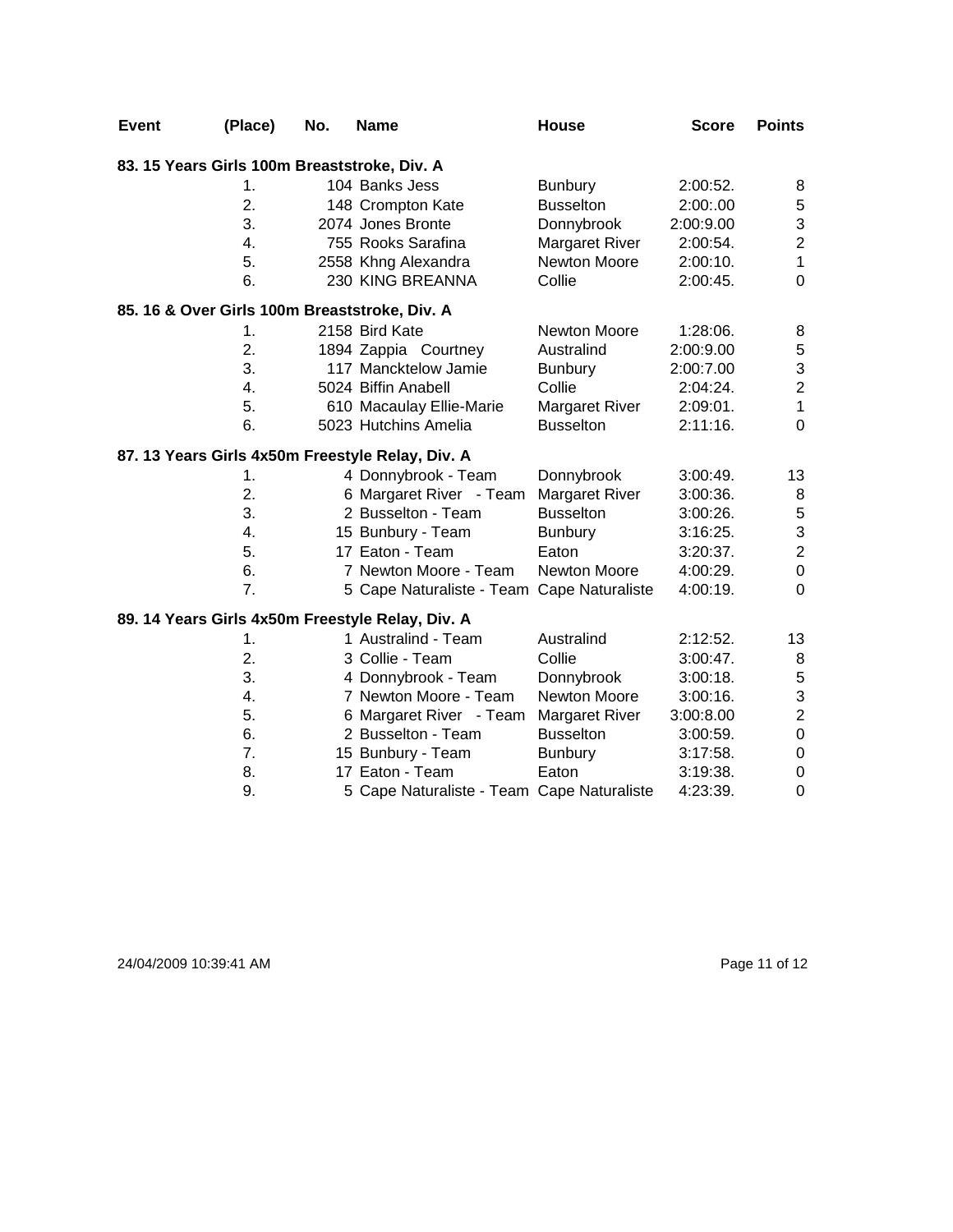| Event | (Place) | No. | Name | House | Score | Points |
|---|---|---|---|---|---|---|
| **83. 15 Years Girls 100m Breaststroke, Div. A** | | | | | | |
| | 1. | 104 | Banks Jess | Bunbury | 2:00:52. | 8 |
| | 2. | 148 | Crompton Kate | Busselton | 2:00:.00 | 5 |
| | 3. | 2074 | Jones Bronte | Donnybrook | 2:00:9.00 | 3 |
| | 4. | 755 | Rooks Sarafina | Margaret River | 2:00:54. | 2 |
| | 5. | 2558 | Khng Alexandra | Newton Moore | 2:00:10. | 1 |
| | 6. | 230 | KING BREANNA | Collie | 2:00:45. | 0 |
| **85. 16 & Over Girls 100m Breaststroke, Div. A** | | | | | | |
| | 1. | 2158 | Bird Kate | Newton Moore | 1:28:06. | 8 |
| | 2. | 1894 | Zappia Courtney | Australind | 2:00:9.00 | 5 |
| | 3. | 117 | Mancktelow Jamie | Bunbury | 2:00:7.00 | 3 |
| | 4. | 5024 | Biffin Anabell | Collie | 2:04:24. | 2 |
| | 5. | 610 | Macaulay Ellie-Marie | Margaret River | 2:09:01. | 1 |
| | 6. | 5023 | Hutchins Amelia | Busselton | 2:11:16. | 0 |
| **87. 13 Years Girls 4x50m Freestyle Relay, Div. A** | | | | | | |
| | 1. | 4 | Donnybrook - Team | Donnybrook | 3:00:49. | 13 |
| | 2. | 6 | Margaret River - Team | Margaret River | 3:00:36. | 8 |
| | 3. | 2 | Busselton - Team | Busselton | 3:00:26. | 5 |
| | 4. | 15 | Bunbury - Team | Bunbury | 3:16:25. | 3 |
| | 5. | 17 | Eaton - Team | Eaton | 3:20:37. | 2 |
| | 6. | 7 | Newton Moore - Team | Newton Moore | 4:00:29. | 0 |
| | 7. | 5 | Cape Naturaliste - Team | Cape Naturaliste | 4:00:19. | 0 |
| **89. 14 Years Girls 4x50m Freestyle Relay, Div. A** | | | | | | |
| | 1. | 1 | Australind - Team | Australind | 2:12:52. | 13 |
| | 2. | 3 | Collie - Team | Collie | 3:00:47. | 8 |
| | 3. | 4 | Donnybrook - Team | Donnybrook | 3:00:18. | 5 |
| | 4. | 7 | Newton Moore - Team | Newton Moore | 3:00:16. | 3 |
| | 5. | 6 | Margaret River - Team | Margaret River | 3:00:8.00 | 2 |
| | 6. | 2 | Busselton - Team | Busselton | 3:00:59. | 0 |
| | 7. | 15 | Bunbury - Team | Bunbury | 3:17:58. | 0 |
| | 8. | 17 | Eaton - Team | Eaton | 3:19:38. | 0 |
| | 9. | 5 | Cape Naturaliste - Team | Cape Naturaliste | 4:23:39. | 0 |

24/04/2009 10:39:41 AM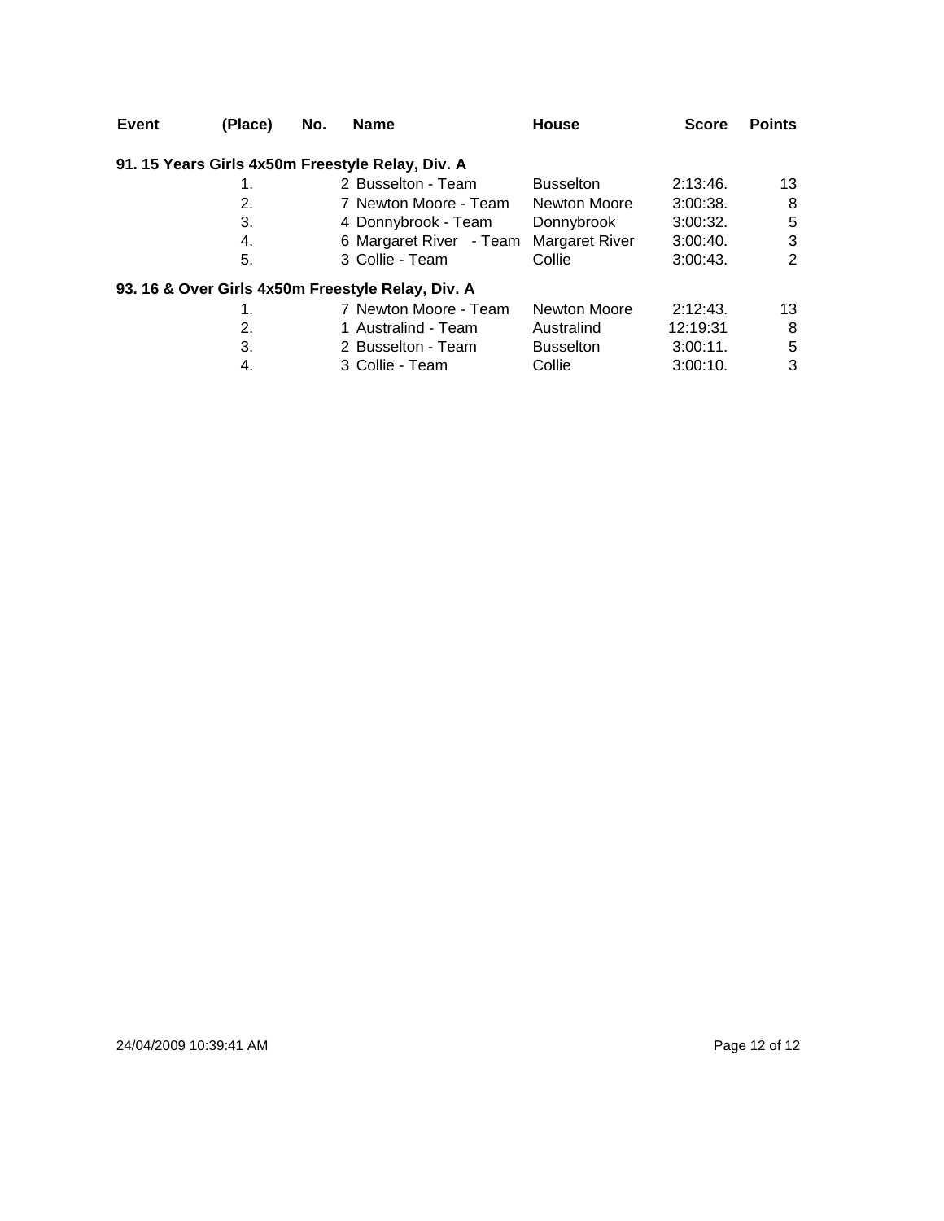| Event | (Place) | No. | Name | House | Score | Points |
|---|---|---|---|---|---|---|
| **91. 15 Years Girls 4x50m Freestyle Relay, Div. A** | | | | | | |
| | 1. | 2 | Busselton - Team | Busselton | 2:13:46. | 13 |
| | 2. | 7 | Newton Moore - Team | Newton Moore | 3:00:38. | 8 |
| | 3. | 4 | Donnybrook - Team | Donnybrook | 3:00:32. | 5 |
| | 4. | 6 | Margaret River - Team | Margaret River | 3:00:40. | 3 |
| | 5. | 3 | Collie - Team | Collie | 3:00:43. | 2 |
| **93. 16 & Over Girls 4x50m Freestyle Relay, Div. A** | | | | | | |
| | 1. | 7 | Newton Moore - Team | Newton Moore | 2:12:43. | 13 |
| | 2. | 1 | Australind - Team | Australind | 12:19:31 | 8 |
| | 3. | 2 | Busselton - Team | Busselton | 3:00:11. | 5 |
| | 4. | 3 | Collie - Team | Collie | 3:00:10. | 3 |

24/04/2009 10:39:41 AM